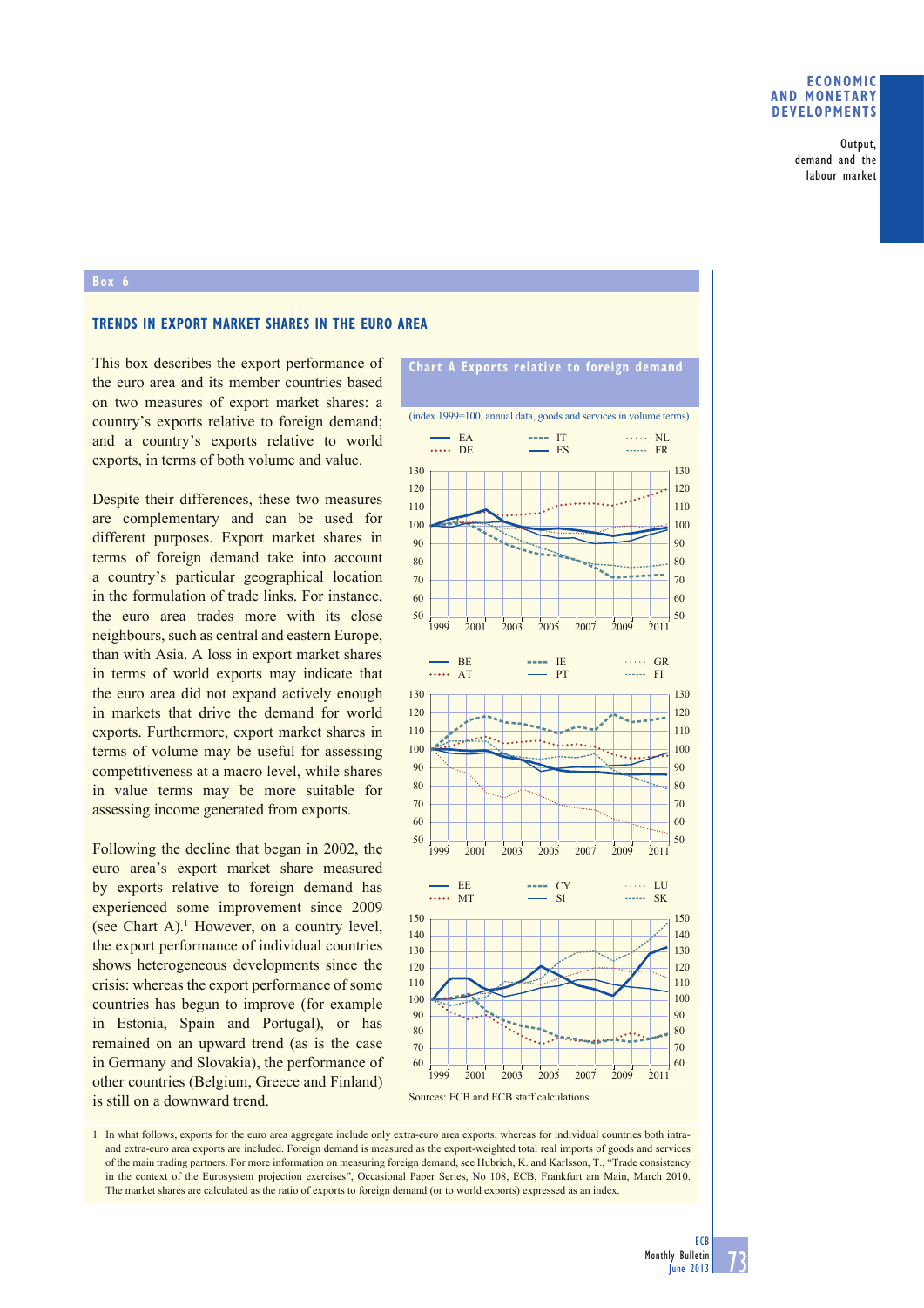## Box 6

### TRENDS IN EXPORT MARKET SHARES IN THE EURO AREA

This box describes the export performance of the euro area and its member countries based on two measures of export market shares: a country's exports relative to foreign demand; and a country's exports relative to world exports, in terms of both volume and value.

Despite their differences, these two measures are complementary and can be used for different purposes. Export market shares in terms of foreign demand take into account a country's particular geographical location in the formulation of trade links. For instance, the euro area trades more with its close neighbours, such as central and eastern Europe, than with Asia. A loss in export market shares in terms of world exports may indicate that the euro area did not expand actively enough in markets that drive the demand for world exports. Furthermore, export market shares in terms of volume may be useful for assessing competitiveness at a macro level, while shares in value terms may be more suitable for assessing income generated from exports.

Following the decline that began in 2002, the euro area's export market share measured by exports relative to foreign demand has experienced some improvement since 2009 (see Chart A).[1] However, on a country level, the export performance of individual countries shows heterogeneous developments since the crisis: whereas the export performance of some countries has begun to improve (for example in Estonia, Spain and Portugal), or has remained on an upward trend (as is the case in Germany and Slovakia), the performance of other countries (Belgium, Greece and Finland) is still on a downward trend.

**Chart A Exports relative to foreign demand**

(index 1999=100, annual data, goods and services in volume terms)

Sources: ECB and ECB staff calculations.

1 In what follows, exports for the euro area aggregate include only extra-euro area exports, whereas for individual countries both intra- and extra-euro area exports are included. Foreign demand is measured as the export-weighted total real imports of goods and services of the main trading partners. For more information on measuring foreign demand, see Hubrich, K. and Karlsson, T., "Trade consistency in the context of the Eurosystem projection exercises", Occasional Paper Series, No 108, ECB, Frankfurt am Main, March 2010. The market shares are calculated as the ratio of exports to foreign demand (or to world exports) expressed as an index.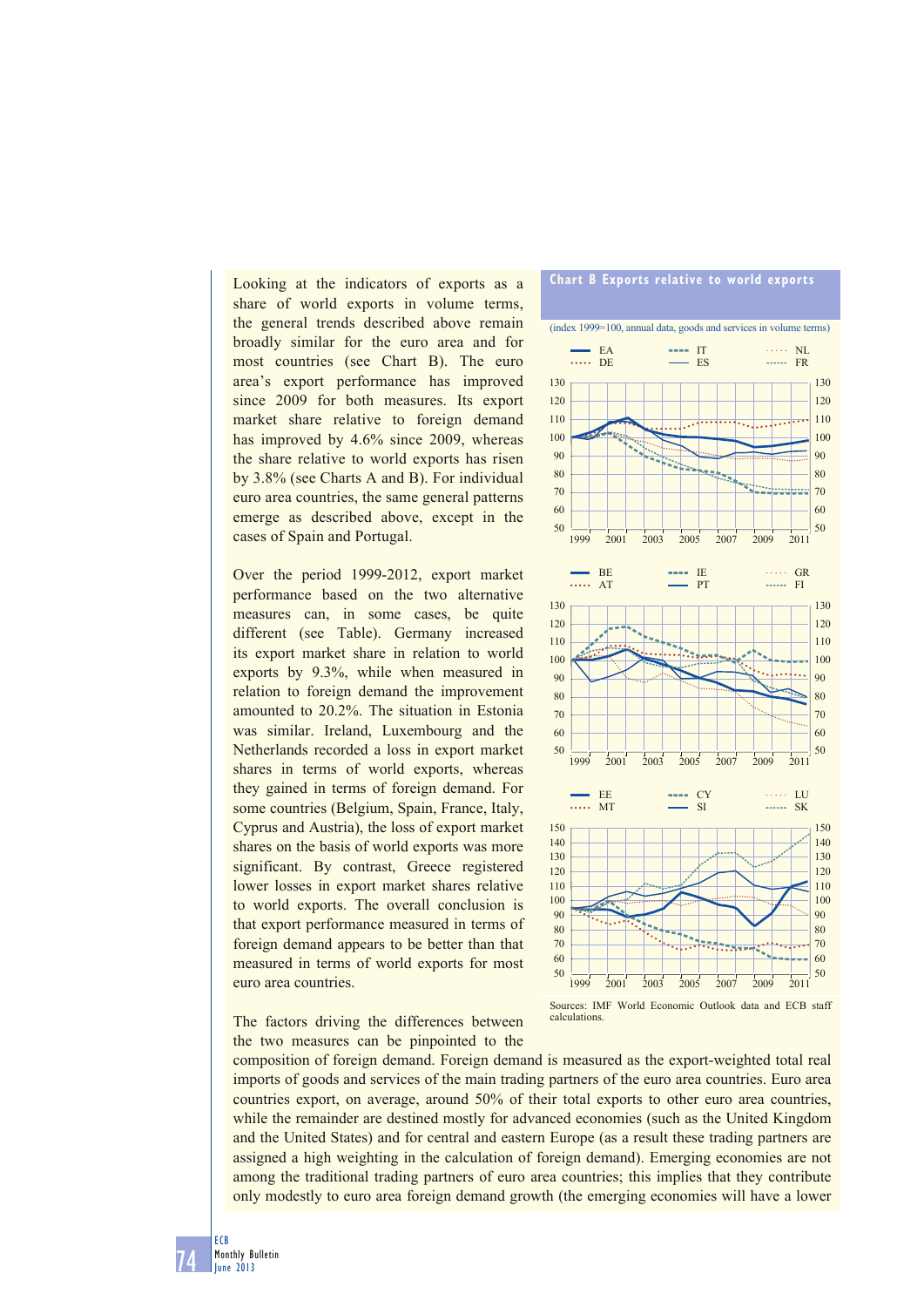Looking at the indicators of exports as a share of world exports in volume terms, the general trends described above remain broadly similar for the euro area and for most countries (see Chart B). The euro area's export performance has improved since 2009 for both measures. Its export market share relative to foreign demand has improved by 4.6% since 2009, whereas the share relative to world exports has risen by 3.8% (see Charts A and B). For individual euro area countries, the same general patterns emerge as described above, except in the cases of Spain and Portugal.

Over the period 1999-2012, export market performance based on the two alternative measures can, in some cases, be quite different (see Table). Germany increased its export market share in relation to world exports by 9.3%, while when measured in relation to foreign demand the improvement amounted to 20.2%. The situation in Estonia was similar. Ireland, Luxembourg and the Netherlands recorded a loss in export market shares in terms of world exports, whereas they gained in terms of foreign demand. For some countries (Belgium, Spain, France, Italy, Cyprus and Austria), the loss of export market shares on the basis of world exports was more significant. By contrast, Greece registered lower losses in export market shares relative to world exports. The overall conclusion is that export performance measured in terms of foreign demand appears to be better than that measured in terms of world exports for most euro area countries.

**Chart B Exports relative to world exports**

(index 1999=100, annual data, goods and services in volume terms)

Sources: IMF World Economic Outlook data and ECB staff calculations.

The factors driving the differences between the two measures can be pinpointed to the composition of foreign demand. Foreign demand is measured as the export-weighted total real imports of goods and services of the main trading partners of the euro area countries. Euro area countries export, on average, around 50% of their total exports to other euro area countries, while the remainder are destined mostly for advanced economies (such as the United Kingdom and the United States) and for central and eastern Europe (as a result these trading partners are assigned a high weighting in the calculation of foreign demand). Emerging economies are not among the traditional trading partners of euro area countries; this implies that they contribute only modestly to euro area foreign demand growth (the emerging economies will have a lower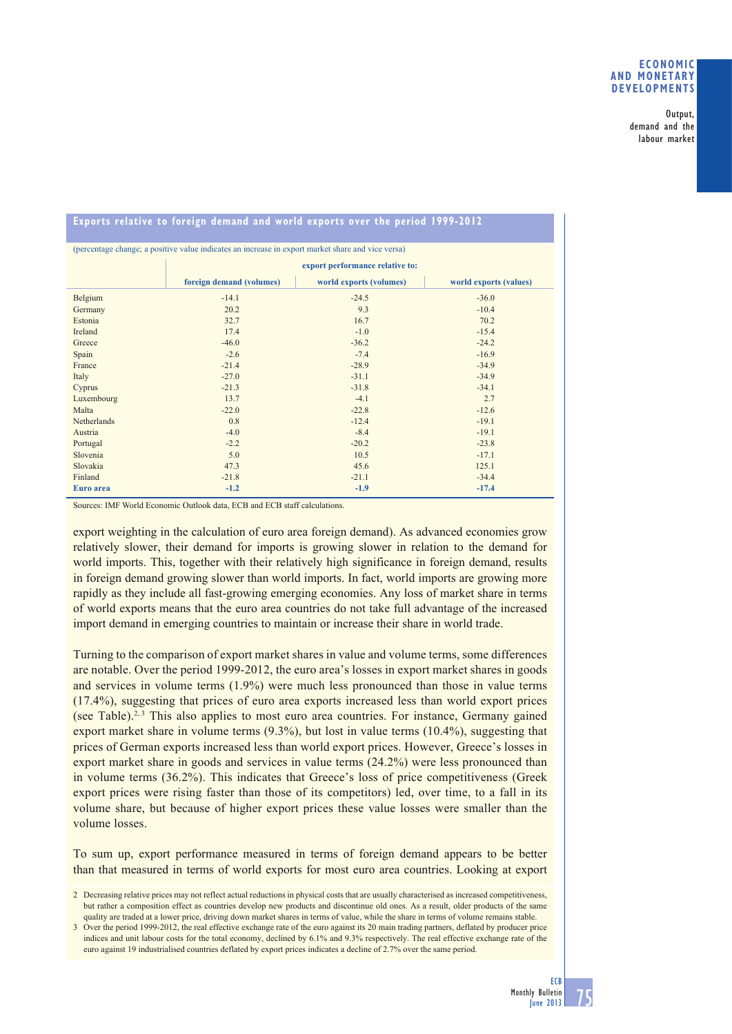**Exports relative to foreign demand and world exports over the period 1999-2012**

(percentage change; a positive value indicates an increase in export market share and vice versa)

| | export performance relative to: | | |
|---|---|---|---|
| | foreign demand (volumes) | world exports (volumes) | world exports (values) |
| Belgium | -14.1 | -24.5 | -36.0 |
| Germany | 20.2 | 9.3 | -10.4 |
| Estonia | 32.7 | 16.7 | 70.2 |
| Ireland | 17.4 | -1.0 | -15.4 |
| Greece | -46.0 | -36.2 | -24.2 |
| Spain | -2.6 | -7.4 | -16.9 |
| France | -21.4 | -28.9 | -34.9 |
| Italy | -27.0 | -31.1 | -34.9 |
| Cyprus | -21.3 | -31.8 | -34.1 |
| Luxembourg | 13.7 | -4.1 | 2.7 |
| Malta | -22.0 | -22.8 | -12.6 |
| Netherlands | 0.8 | -12.4 | -19.1 |
| Austria | -4.0 | -8.4 | -19.1 |
| Portugal | -2.2 | -20.2 | -23.8 |
| Slovenia | 5.0 | 10.5 | -17.1 |
| Slovakia | 47.3 | 45.6 | 125.1 |
| Finland | -21.8 | -21.1 | -34.4 |
| **Euro area** | **-1.2** | **-1.9** | **-17.4** |

Sources: IMF World Economic Outlook data, ECB and ECB staff calculations.

export weighting in the calculation of euro area foreign demand). As advanced economies grow relatively slower, their demand for imports is growing slower in relation to the demand for world imports. This, together with their relatively high significance in foreign demand, results in foreign demand growing slower than world imports. In fact, world imports are growing more rapidly as they include all fast-growing emerging economies. Any loss of market share in terms of world exports means that the euro area countries do not take full advantage of the increased import demand in emerging countries to maintain or increase their share in world trade.

Turning to the comparison of export market shares in value and volume terms, some differences are notable. Over the period 1999-2012, the euro area's losses in export market shares in goods and services in volume terms (1.9%) were much less pronounced than those in value terms (17.4%), suggesting that prices of euro area exports increased less than world export prices (see Table).[2, 3] This also applies to most euro area countries. For instance, Germany gained export market share in volume terms (9.3%), but lost in value terms (10.4%), suggesting that prices of German exports increased less than world export prices. However, Greece's losses in export market share in goods and services in value terms (24.2%) were less pronounced than in volume terms (36.2%). This indicates that Greece's loss of price competitiveness (Greek export prices were rising faster than those of its competitors) led, over time, to a fall in its volume share, but because of higher export prices these value losses were smaller than the volume losses.

To sum up, export performance measured in terms of foreign demand appears to be better than that measured in terms of world exports for most euro area countries. Looking at export

2 Decreasing relative prices may not reflect actual reductions in physical costs that are usually characterised as increased competitiveness, but rather a composition effect as countries develop new products and discontinue old ones. As a result, older products of the same quality are traded at a lower price, driving down market shares in terms of value, while the share in terms of volume remains stable.

3 Over the period 1999-2012, the real effective exchange rate of the euro against its 20 main trading partners, deflated by producer price indices and unit labour costs for the total economy, declined by 6.1% and 9.3% respectively. The real effective exchange rate of the euro against 19 industrialised countries deflated by export prices indicates a decline of 2.7% over the same period.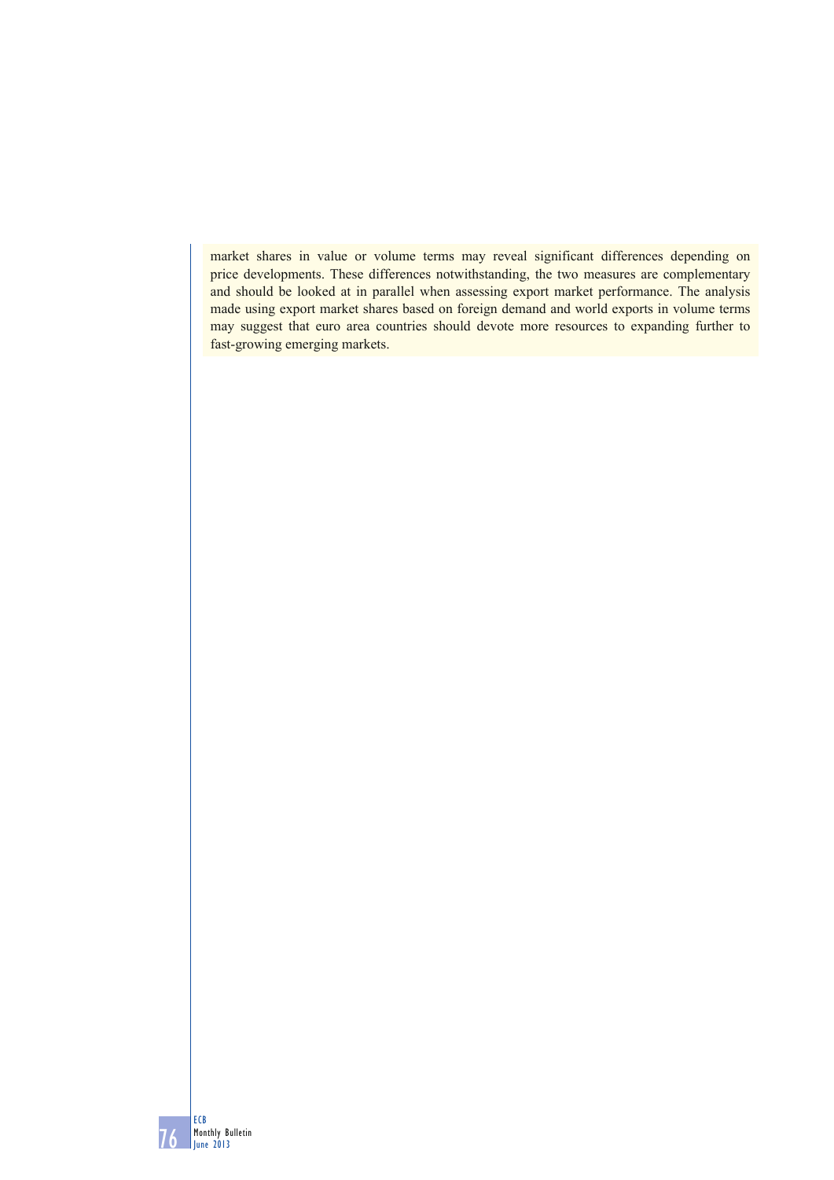market shares in value or volume terms may reveal significant differences depending on price developments. These differences notwithstanding, the two measures are complementary and should be looked at in parallel when assessing export market performance. The analysis made using export market shares based on foreign demand and world exports in volume terms may suggest that euro area countries should devote more resources to expanding further to fast-growing emerging markets.